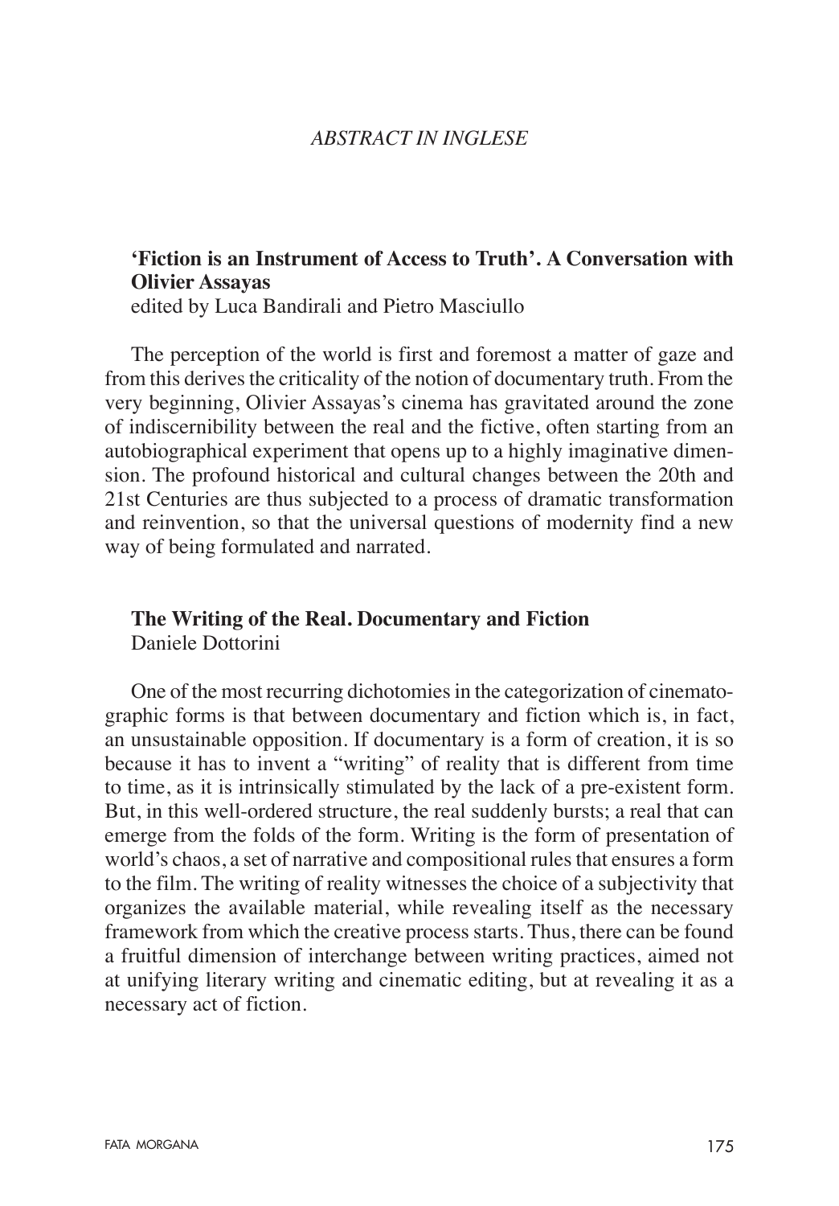*ABSTRACT IN INGLESE*

**'Fiction is an Instrument of Access to Truth'. A Conversation with Olivier Assayas**
edited by Luca Bandirali and Pietro Masciullo

The perception of the world is first and foremost a matter of gaze and from this derives the criticality of the notion of documentary truth. From the very beginning, Olivier Assayas's cinema has gravitated around the zone of indiscernibility between the real and the fictive, often starting from an autobiographical experiment that opens up to a highly imaginative dimension. The profound historical and cultural changes between the 20th and 21st Centuries are thus subjected to a process of dramatic transformation and reinvention, so that the universal questions of modernity find a new way of being formulated and narrated.

**The Writing of the Real. Documentary and Fiction**
Daniele Dottorini

One of the most recurring dichotomies in the categorization of cinematographic forms is that between documentary and fiction which is, in fact, an unsustainable opposition. If documentary is a form of creation, it is so because it has to invent a "writing" of reality that is different from time to time, as it is intrinsically stimulated by the lack of a pre-existent form. But, in this well-ordered structure, the real suddenly bursts; a real that can emerge from the folds of the form. Writing is the form of presentation of world's chaos, a set of narrative and compositional rules that ensures a form to the film. The writing of reality witnesses the choice of a subjectivity that organizes the available material, while revealing itself as the necessary framework from which the creative process starts. Thus, there can be found a fruitful dimension of interchange between writing practices, aimed not at unifying literary writing and cinematic editing, but at revealing it as a necessary act of fiction.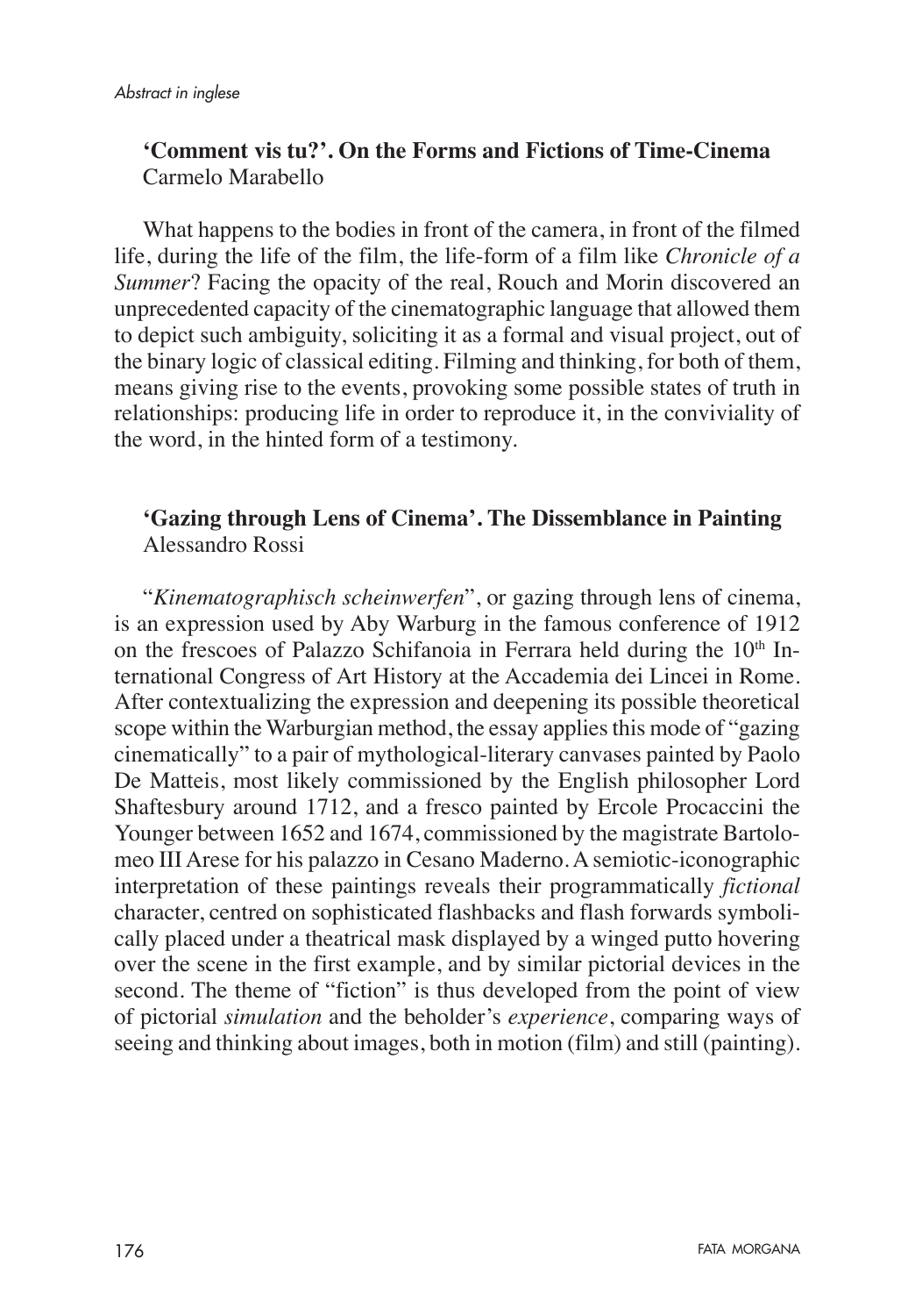## 'Comment vis tu?'. On the Forms and Fictions of Time-Cinema

Carmelo Marabello

What happens to the bodies in front of the camera, in front of the filmed life, during the life of the film, the life-form of a film like *Chronicle of a Summer*? Facing the opacity of the real, Rouch and Morin discovered an unprecedented capacity of the cinematographic language that allowed them to depict such ambiguity, soliciting it as a formal and visual project, out of the binary logic of classical editing. Filming and thinking, for both of them, means giving rise to the events, provoking some possible states of truth in relationships: producing life in order to reproduce it, in the conviviality of the word, in the hinted form of a testimony.

## 'Gazing through Lens of Cinema'. The Dissemblance in Painting

Alessandro Rossi

"*Kinematographisch scheinwerfen*", or gazing through lens of cinema, is an expression used by Aby Warburg in the famous conference of 1912 on the frescoes of Palazzo Schifanoia in Ferrara held during the 10th International Congress of Art History at the Accademia dei Lincei in Rome. After contextualizing the expression and deepening its possible theoretical scope within the Warburgian method, the essay applies this mode of "gazing cinematically" to a pair of mythological-literary canvases painted by Paolo De Matteis, most likely commissioned by the English philosopher Lord Shaftesbury around 1712, and a fresco painted by Ercole Procaccini the Younger between 1652 and 1674, commissioned by the magistrate Bartolomeo III Arese for his palazzo in Cesano Maderno. A semiotic-iconographic interpretation of these paintings reveals their programmatically *fictional* character, centred on sophisticated flashbacks and flash forwards symbolically placed under a theatrical mask displayed by a winged putto hovering over the scene in the first example, and by similar pictorial devices in the second. The theme of "fiction" is thus developed from the point of view of pictorial *simulation* and the beholder's *experience*, comparing ways of seeing and thinking about images, both in motion (film) and still (painting).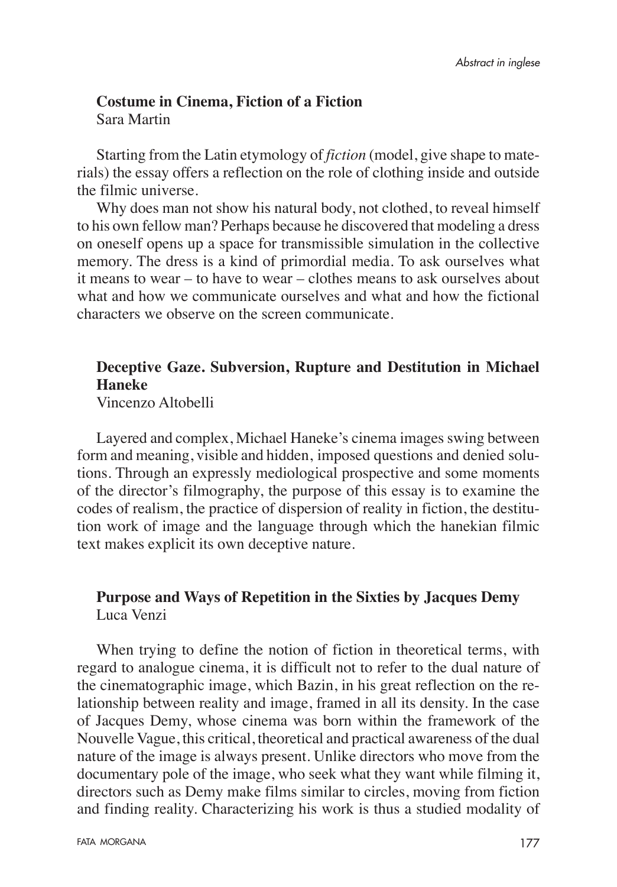**Costume in Cinema, Fiction of a Fiction**
Sara Martin

Starting from the Latin etymology of *fiction* (model, give shape to materials) the essay offers a reflection on the role of clothing inside and outside the filmic universe.

Why does man not show his natural body, not clothed, to reveal himself to his own fellow man? Perhaps because he discovered that modeling a dress on oneself opens up a space for transmissible simulation in the collective memory. The dress is a kind of primordial media. To ask ourselves what it means to wear – to have to wear – clothes means to ask ourselves about what and how we communicate ourselves and what and how the fictional characters we observe on the screen communicate.

**Deceptive Gaze. Subversion, Rupture and Destitution in Michael Haneke**
Vincenzo Altobelli

Layered and complex, Michael Haneke's cinema images swing between form and meaning, visible and hidden, imposed questions and denied solutions. Through an expressly mediological prospective and some moments of the director's filmography, the purpose of this essay is to examine the codes of realism, the practice of dispersion of reality in fiction, the destitution work of image and the language through which the hanekian filmic text makes explicit its own deceptive nature.

**Purpose and Ways of Repetition in the Sixties by Jacques Demy**
Luca Venzi

When trying to define the notion of fiction in theoretical terms, with regard to analogue cinema, it is difficult not to refer to the dual nature of the cinematographic image, which Bazin, in his great reflection on the relationship between reality and image, framed in all its density. In the case of Jacques Demy, whose cinema was born within the framework of the Nouvelle Vague, this critical, theoretical and practical awareness of the dual nature of the image is always present. Unlike directors who move from the documentary pole of the image, who seek what they want while filming it, directors such as Demy make films similar to circles, moving from fiction and finding reality. Characterizing his work is thus a studied modality of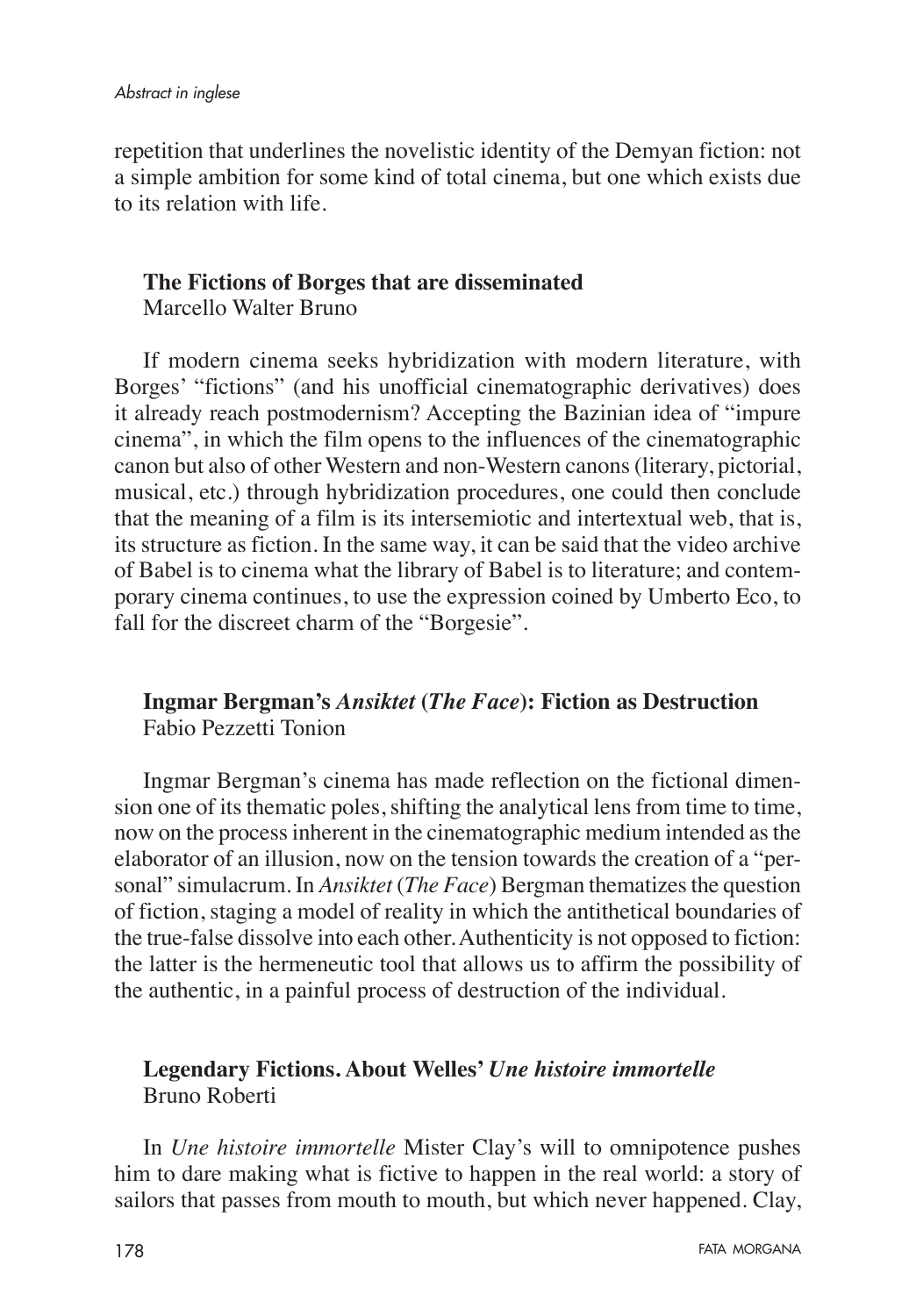repetition that underlines the novelistic identity of the Demyan fiction: not a simple ambition for some kind of total cinema, but one which exists due to its relation with life.

### The Fictions of Borges that are disseminated

Marcello Walter Bruno

If modern cinema seeks hybridization with modern literature, with Borges' "fictions" (and his unofficial cinematographic derivatives) does it already reach postmodernism? Accepting the Bazinian idea of "impure cinema", in which the film opens to the influences of the cinematographic canon but also of other Western and non-Western canons (literary, pictorial, musical, etc.) through hybridization procedures, one could then conclude that the meaning of a film is its intersemiotic and intertextual web, that is, its structure as fiction. In the same way, it can be said that the video archive of Babel is to cinema what the library of Babel is to literature; and contemporary cinema continues, to use the expression coined by Umberto Eco, to fall for the discreet charm of the "Borgesie".

### Ingmar Bergman's *Ansiktet* (*The Face*): Fiction as Destruction

Fabio Pezzetti Tonion

Ingmar Bergman's cinema has made reflection on the fictional dimension one of its thematic poles, shifting the analytical lens from time to time, now on the process inherent in the cinematographic medium intended as the elaborator of an illusion, now on the tension towards the creation of a "personal" simulacrum. In *Ansiktet* (*The Face*) Bergman thematizes the question of fiction, staging a model of reality in which the antithetical boundaries of the true-false dissolve into each other. Authenticity is not opposed to fiction: the latter is the hermeneutic tool that allows us to affirm the possibility of the authentic, in a painful process of destruction of the individual.

### Legendary Fictions. About Welles' *Une histoire immortelle*

Bruno Roberti

In *Une histoire immortelle* Mister Clay's will to omnipotence pushes him to dare making what is fictive to happen in the real world: a story of sailors that passes from mouth to mouth, but which never happened. Clay,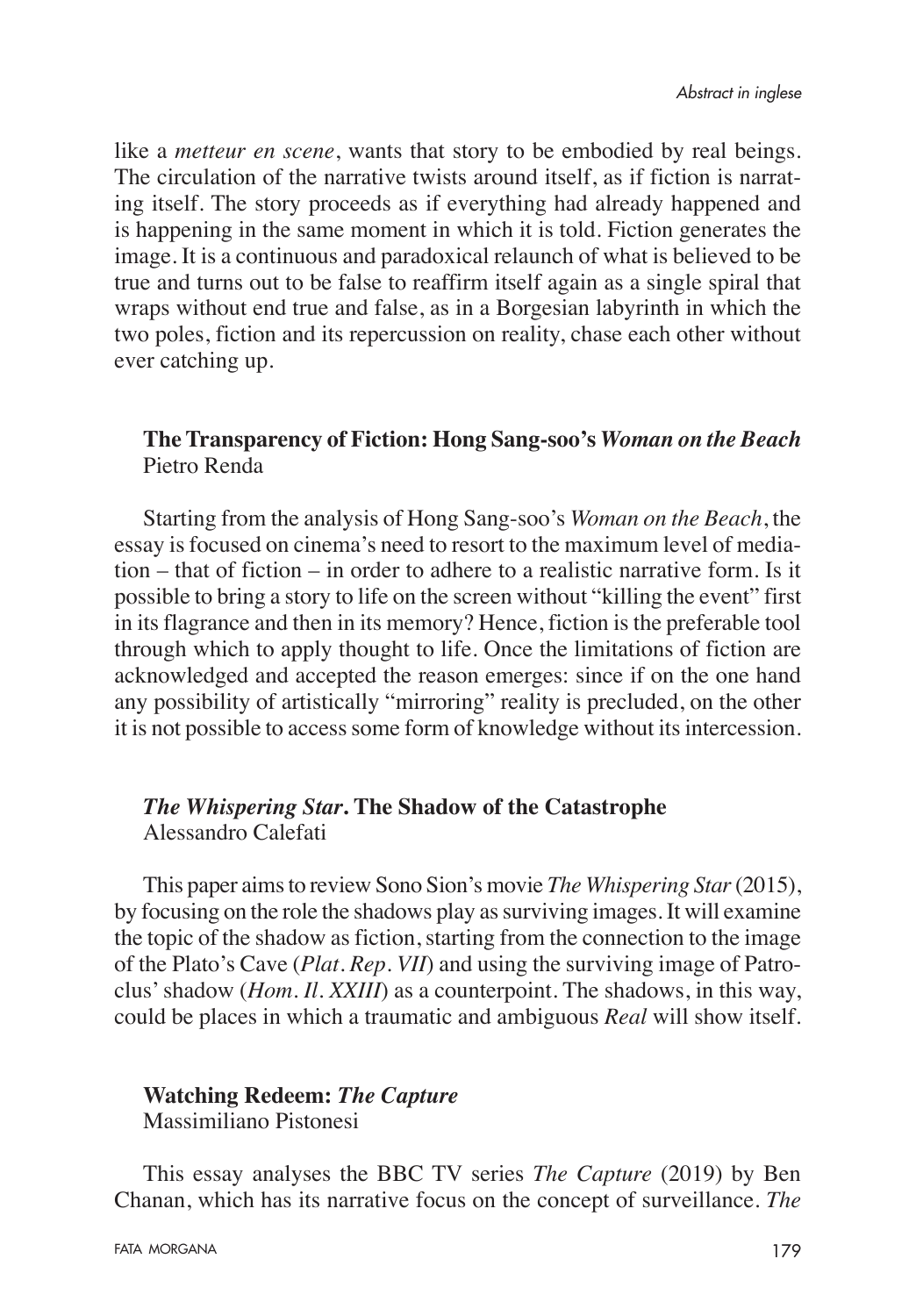like a *metteur en scene*, wants that story to be embodied by real beings. The circulation of the narrative twists around itself, as if fiction is narrating itself. The story proceeds as if everything had already happened and is happening in the same moment in which it is told. Fiction generates the image. It is a continuous and paradoxical relaunch of what is believed to be true and turns out to be false to reaffirm itself again as a single spiral that wraps without end true and false, as in a Borgesian labyrinth in which the two poles, fiction and its repercussion on reality, chase each other without ever catching up.

**The Transparency of Fiction: Hong Sang-soo's *Woman on the Beach***
Pietro Renda

Starting from the analysis of Hong Sang-soo's *Woman on the Beach*, the essay is focused on cinema's need to resort to the maximum level of mediation – that of fiction – in order to adhere to a realistic narrative form. Is it possible to bring a story to life on the screen without "killing the event" first in its flagrance and then in its memory? Hence, fiction is the preferable tool through which to apply thought to life. Once the limitations of fiction are acknowledged and accepted the reason emerges: since if on the one hand any possibility of artistically "mirroring" reality is precluded, on the other it is not possible to access some form of knowledge without its intercession.

***The Whispering Star*. The Shadow of the Catastrophe**
Alessandro Calefati

This paper aims to review Sono Sion's movie *The Whispering Star* (2015), by focusing on the role the shadows play as surviving images. It will examine the topic of the shadow as fiction, starting from the connection to the image of the Plato's Cave (*Plat. Rep. VII*) and using the surviving image of Patroclus' shadow (*Hom. Il. XXIII*) as a counterpoint. The shadows, in this way, could be places in which a traumatic and ambiguous *Real* will show itself.

**Watching Redeem: *The Capture***
Massimiliano Pistonesi

This essay analyses the BBC TV series *The Capture* (2019) by Ben Chanan, which has its narrative focus on the concept of surveillance. *The*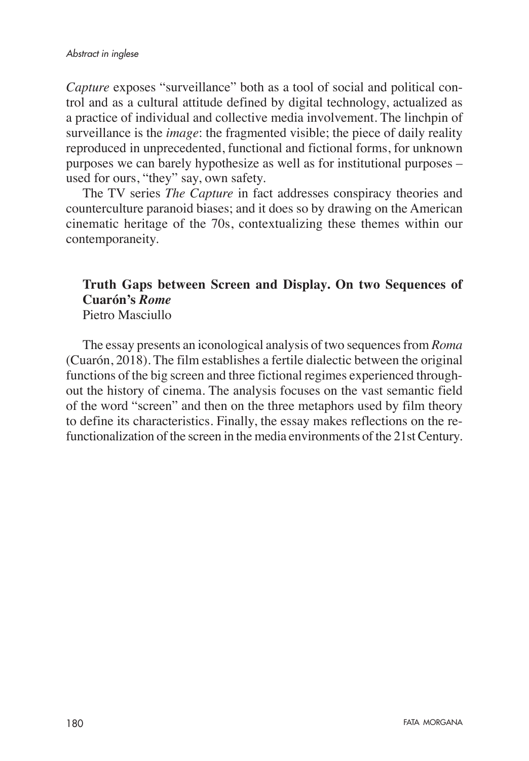*Capture* exposes “surveillance” both as a tool of social and political control and as a cultural attitude defined by digital technology, actualized as a practice of individual and collective media involvement. The linchpin of surveillance is the *image*: the fragmented visible; the piece of daily reality reproduced in unprecedented, functional and fictional forms, for unknown purposes we can barely hypothesize as well as for institutional purposes – used for ours, “they” say, own safety.

The TV series *The Capture* in fact addresses conspiracy theories and counterculture paranoid biases; and it does so by drawing on the American cinematic heritage of the 70s, contextualizing these themes within our contemporaneity.

### Truth Gaps between Screen and Display. On two Sequences of Cuarón’s *Rome*

Pietro Masciullo

The essay presents an iconological analysis of two sequences from *Roma* (Cuarón, 2018). The film establishes a fertile dialectic between the original functions of the big screen and three fictional regimes experienced throughout the history of cinema. The analysis focuses on the vast semantic field of the word “screen” and then on the three metaphors used by film theory to define its characteristics. Finally, the essay makes reflections on the re-functionalization of the screen in the media environments of the 21st Century.